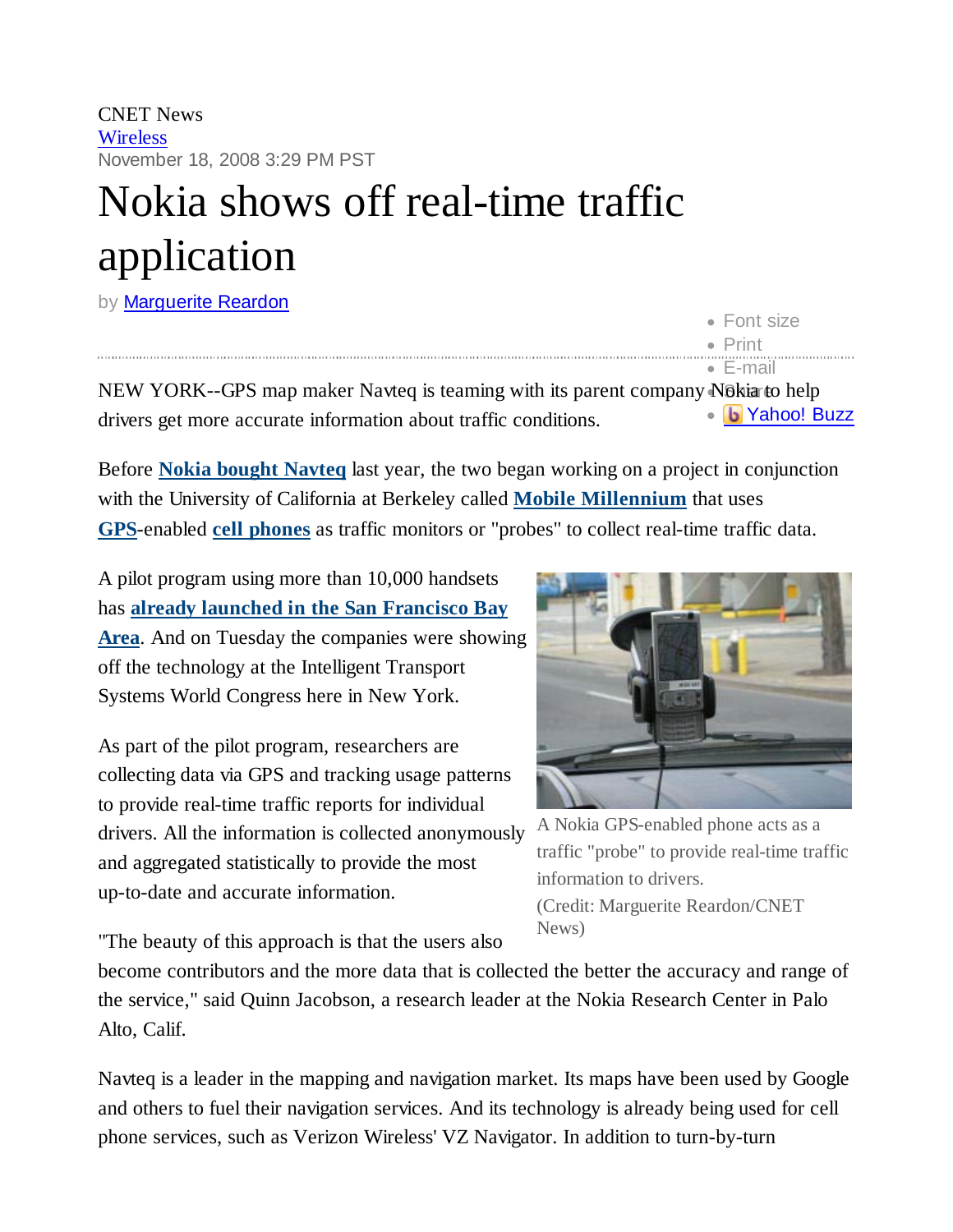CNET News
Wireless
November 18, 2008 3:29 PM PST

# Nokia shows off real-time traffic application

by Marguerite Reardon

- Font size
- Print
- E-mail
- Share
- Yahoo! Buzz

NEW YORK--GPS map maker Navteq is teaming with its parent company Nokia to help drivers get more accurate information about traffic conditions.

Before **Nokia bought Navteq** last year, the two began working on a project in conjunction with the University of California at Berkeley called **Mobile Millennium** that uses **GPS**-enabled **cell phones** as traffic monitors or "probes" to collect real-time traffic data.

A pilot program using more than 10,000 handsets has **already launched in the San Francisco Bay Area**. And on Tuesday the companies were showing off the technology at the Intelligent Transport Systems World Congress here in New York.

A Nokia GPS-enabled phone acts as a traffic "probe" to provide real-time traffic information to drivers.
(Credit: Marguerite Reardon/CNET News)

As part of the pilot program, researchers are collecting data via GPS and tracking usage patterns to provide real-time traffic reports for individual drivers. All the information is collected anonymously and aggregated statistically to provide the most up-to-date and accurate information.

"The beauty of this approach is that the users also become contributors and the more data that is collected the better the accuracy and range of the service," said Quinn Jacobson, a research leader at the Nokia Research Center in Palo Alto, Calif.

Navteq is a leader in the mapping and navigation market. Its maps have been used by Google and others to fuel their navigation services. And its technology is already being used for cell phone services, such as Verizon Wireless' VZ Navigator. In addition to turn-by-turn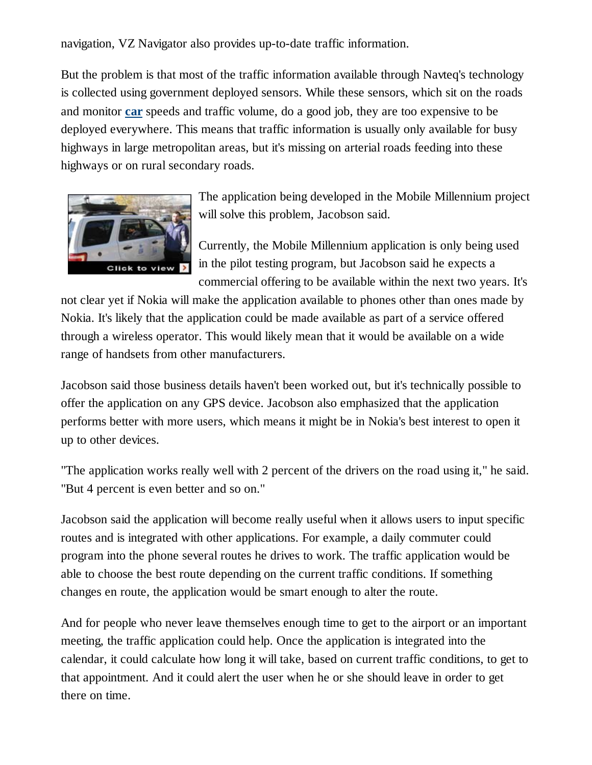navigation, VZ Navigator also provides up-to-date traffic information.

But the problem is that most of the traffic information available through Navteq's technology is collected using government deployed sensors. While these sensors, which sit on the roads and monitor **car** speeds and traffic volume, do a good job, they are too expensive to be deployed everywhere. This means that traffic information is usually only available for busy highways in large metropolitan areas, but it's missing on arterial roads feeding into these highways or on rural secondary roads.

The application being developed in the Mobile Millennium project will solve this problem, Jacobson said.

Currently, the Mobile Millennium application is only being used in the pilot testing program, but Jacobson said he expects a commercial offering to be available within the next two years. It's not clear yet if Nokia will make the application available to phones other than ones made by Nokia. It's likely that the application could be made available as part of a service offered through a wireless operator. This would likely mean that it would be available on a wide range of handsets from other manufacturers.

Jacobson said those business details haven't been worked out, but it's technically possible to offer the application on any GPS device. Jacobson also emphasized that the application performs better with more users, which means it might be in Nokia's best interest to open it up to other devices.

"The application works really well with 2 percent of the drivers on the road using it," he said. "But 4 percent is even better and so on."

Jacobson said the application will become really useful when it allows users to input specific routes and is integrated with other applications. For example, a daily commuter could program into the phone several routes he drives to work. The traffic application would be able to choose the best route depending on the current traffic conditions. If something changes en route, the application would be smart enough to alter the route.

And for people who never leave themselves enough time to get to the airport or an important meeting, the traffic application could help. Once the application is integrated into the calendar, it could calculate how long it will take, based on current traffic conditions, to get to that appointment. And it could alert the user when he or she should leave in order to get there on time.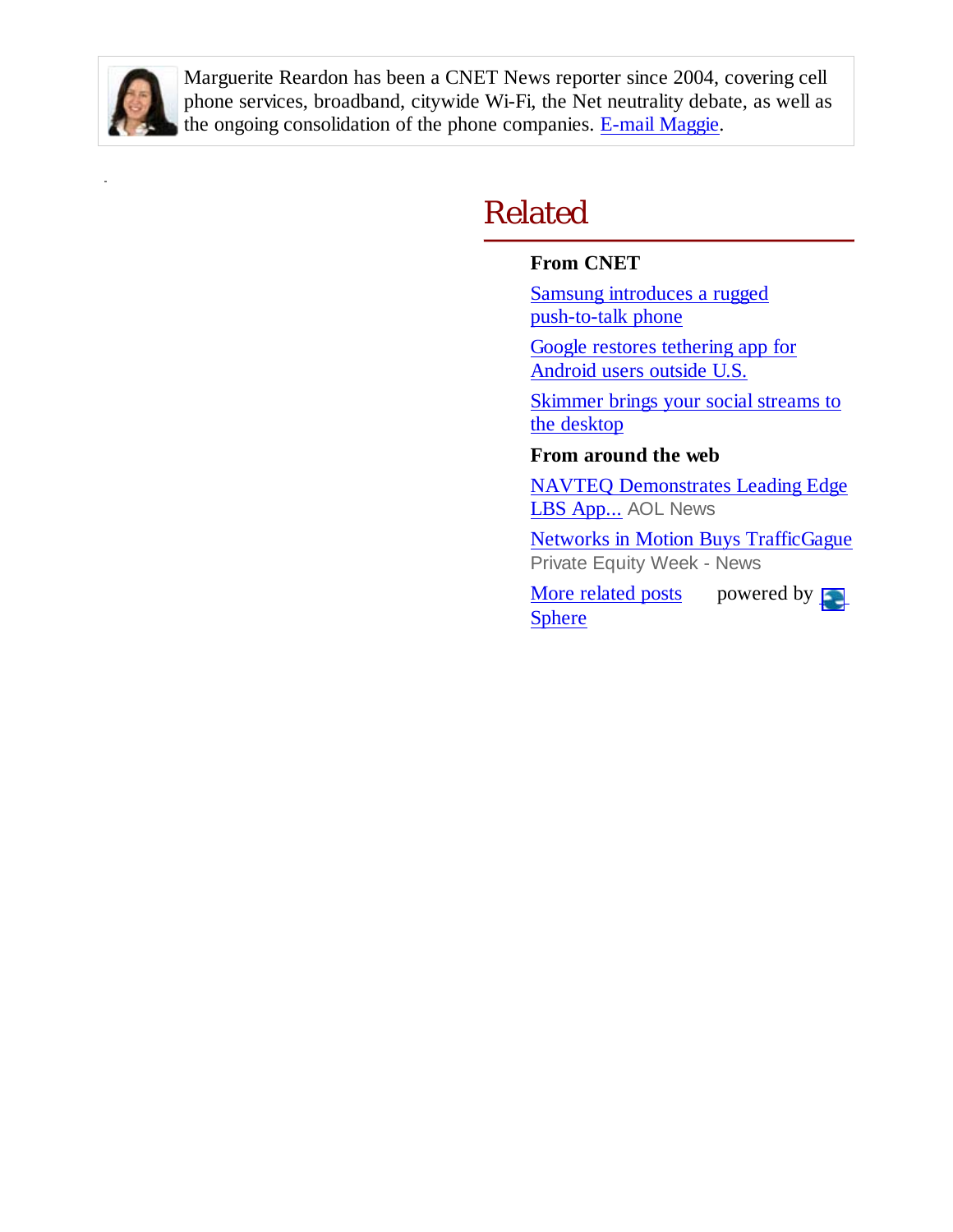Marguerite Reardon has been a CNET News reporter since 2004, covering cell phone services, broadband, citywide Wi-Fi, the Net neutrality debate, as well as the ongoing consolidation of the phone companies. E-mail Maggie.

## Related

**From CNET**

Samsung introduces a rugged push-to-talk phone

Google restores tethering app for Android users outside U.S.

Skimmer brings your social streams to the desktop

**From around the web**

NAVTEQ Demonstrates Leading Edge LBS App... AOL News

Networks in Motion Buys TrafficGague Private Equity Week - News

More related posts powered by Sphere